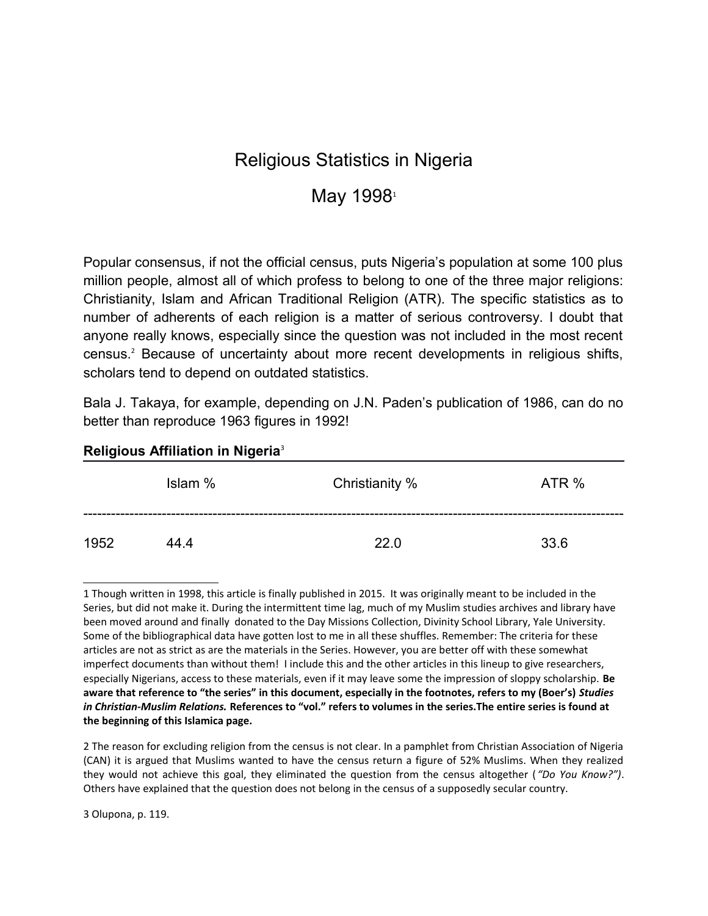# Religious Statistics in Nigeria

## May 1998[1]

Popular consensus, if not the official census, puts Nigeria's population at some 100 plus million people, almost all of which profess to belong to one of the three major religions: Christianity, Islam and African Traditional Religion (ATR). The specific statistics as to number of adherents of each religion is a matter of serious controversy. I doubt that anyone really knows, especially since the question was not included in the most recent census.[2] Because of uncertainty about more recent developments in religious shifts, scholars tend to depend on outdated statistics.

Bala J. Takaya, for example, depending on J.N. Paden's publication of 1986, can do no better than reproduce 1963 figures in 1992!

**Religious Affiliation in Nigeria**[3]

| | Islam % | Christianity % | ATR % |
|---|---|---|---|
| 1952 | 44.4 | 22.0 | 33.6 |

---

1 Though written in 1998, this article is finally published in 2015. It was originally meant to be included in the Series, but did not make it. During the intermittent time lag, much of my Muslim studies archives and library have been moved around and finally donated to the Day Missions Collection, Divinity School Library, Yale University. Some of the bibliographical data have gotten lost to me in all these shuffles. Remember: The criteria for these articles are not as strict as are the materials in the Series. However, you are better off with these somewhat imperfect documents than without them! I include this and the other articles in this lineup to give researchers, especially Nigerians, access to these materials, even if it may leave some the impression of sloppy scholarship. **Be aware that reference to "the series" in this document, especially in the footnotes, refers to my (Boer's) *Studies in Christian-Muslim Relations.* References to "vol." refers to volumes in the series.The entire series is found at the beginning of this Islamica page.**

2 The reason for excluding religion from the census is not clear. In a pamphlet from Christian Association of Nigeria (CAN) it is argued that Muslims wanted to have the census return a figure of 52% Muslims. When they realized they would not achieve this goal, they eliminated the question from the census altogether (*"Do You Know?")*. Others have explained that the question does not belong in the census of a supposedly secular country.

3 Olupona, p. 119.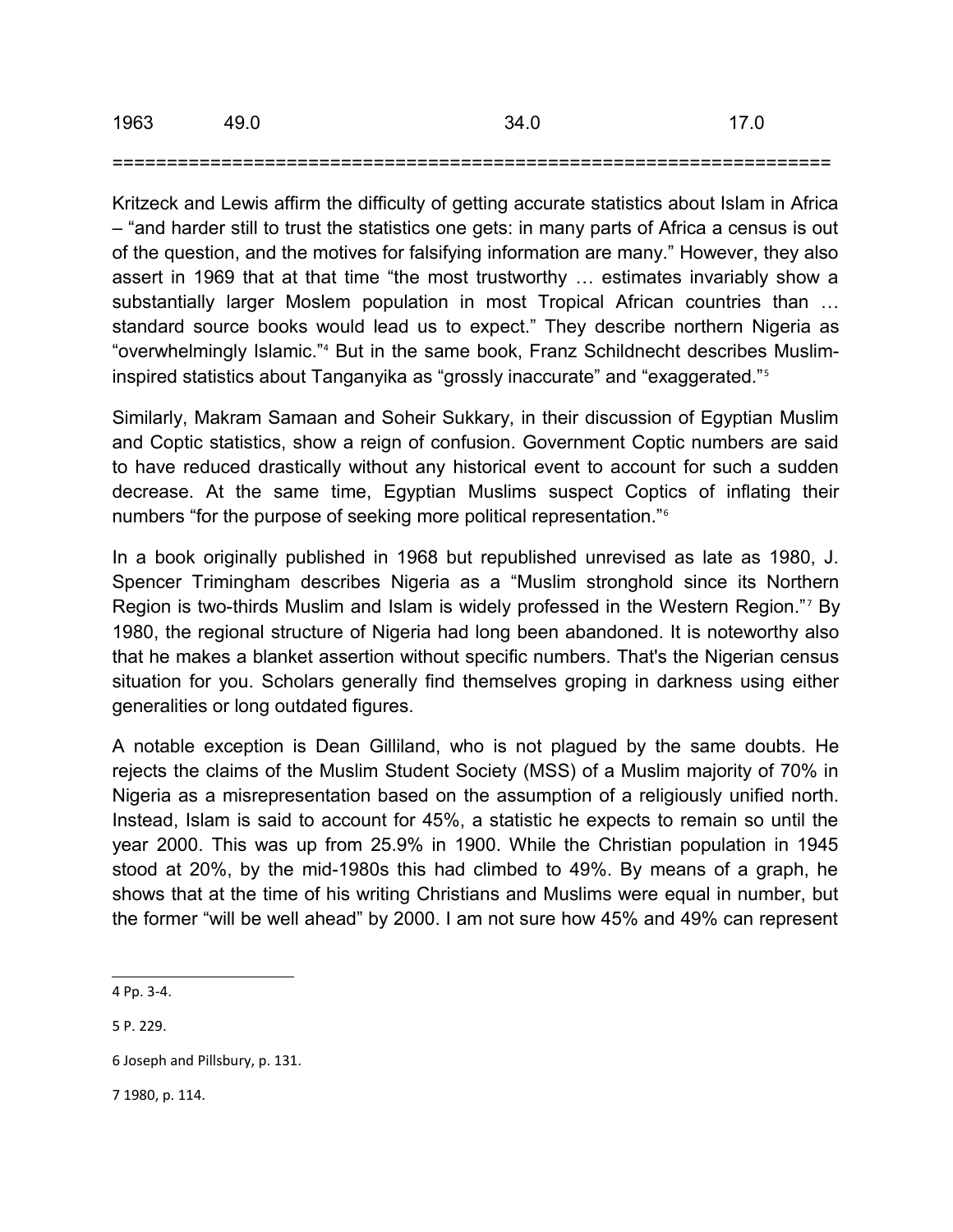| 1963 | 49.0 | 34.0 | 17.0 |
|---|---|---|---|

Kritzeck and Lewis affirm the difficulty of getting accurate statistics about Islam in Africa – "and harder still to trust the statistics one gets: in many parts of Africa a census is out of the question, and the motives for falsifying information are many." However, they also assert in 1969 that at that time "the most trustworthy … estimates invariably show a substantially larger Moslem population in most Tropical African countries than … standard source books would lead us to expect." They describe northern Nigeria as "overwhelmingly Islamic."[4] But in the same book, Franz Schildnecht describes Muslim-inspired statistics about Tanganyika as "grossly inaccurate" and "exaggerated."[5]

Similarly, Makram Samaan and Soheir Sukkary, in their discussion of Egyptian Muslim and Coptic statistics, show a reign of confusion. Government Coptic numbers are said to have reduced drastically without any historical event to account for such a sudden decrease. At the same time, Egyptian Muslims suspect Coptics of inflating their numbers "for the purpose of seeking more political representation."[6]

In a book originally published in 1968 but republished unrevised as late as 1980, J. Spencer Trimingham describes Nigeria as a "Muslim stronghold since its Northern Region is two-thirds Muslim and Islam is widely professed in the Western Region."[7] By 1980, the regional structure of Nigeria had long been abandoned. It is noteworthy also that he makes a blanket assertion without specific numbers. That's the Nigerian census situation for you. Scholars generally find themselves groping in darkness using either generalities or long outdated figures.

A notable exception is Dean Gilliland, who is not plagued by the same doubts. He rejects the claims of the Muslim Student Society (MSS) of a Muslim majority of 70% in Nigeria as a misrepresentation based on the assumption of a religiously unified north. Instead, Islam is said to account for 45%, a statistic he expects to remain so until the year 2000. This was up from 25.9% in 1900. While the Christian population in 1945 stood at 20%, by the mid-1980s this had climbed to 49%. By means of a graph, he shows that at the time of his writing Christians and Muslims were equal in number, but the former "will be well ahead" by 2000. I am not sure how 45% and 49% can represent

4 Pp. 3-4.

5 P. 229.

6 Joseph and Pillsbury, p. 131.

7 1980, p. 114.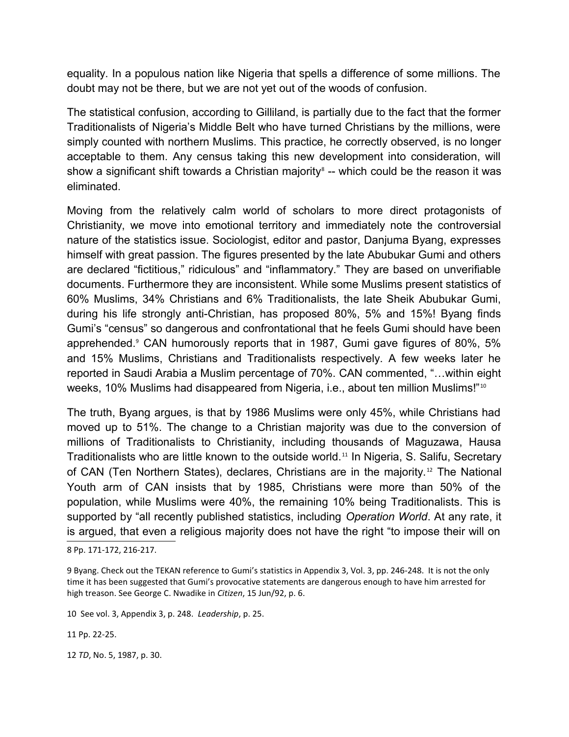equality. In a populous nation like Nigeria that spells a difference of some millions. The doubt may not be there, but we are not yet out of the woods of confusion.

The statistical confusion, according to Gilliland, is partially due to the fact that the former Traditionalists of Nigeria's Middle Belt who have turned Christians by the millions, were simply counted with northern Muslims. This practice, he correctly observed, is no longer acceptable to them. Any census taking this new development into consideration, will show a significant shift towards a Christian majority[8] -- which could be the reason it was eliminated.

Moving from the relatively calm world of scholars to more direct protagonists of Christianity, we move into emotional territory and immediately note the controversial nature of the statistics issue. Sociologist, editor and pastor, Danjuma Byang, expresses himself with great passion. The figures presented by the late Abubukar Gumi and others are declared "fictitious," ridiculous" and "inflammatory." They are based on unverifiable documents. Furthermore they are inconsistent. While some Muslims present statistics of 60% Muslims, 34% Christians and 6% Traditionalists, the late Sheik Abubukar Gumi, during his life strongly anti-Christian, has proposed 80%, 5% and 15%! Byang finds Gumi's "census" so dangerous and confrontational that he feels Gumi should have been apprehended.[9] CAN humorously reports that in 1987, Gumi gave figures of 80%, 5% and 15% Muslims, Christians and Traditionalists respectively. A few weeks later he reported in Saudi Arabia a Muslim percentage of 70%. CAN commented, "…within eight weeks, 10% Muslims had disappeared from Nigeria, i.e., about ten million Muslims!"[10]

The truth, Byang argues, is that by 1986 Muslims were only 45%, while Christians had moved up to 51%. The change to a Christian majority was due to the conversion of millions of Traditionalists to Christianity, including thousands of Maguzawa, Hausa Traditionalists who are little known to the outside world.[11] In Nigeria, S. Salifu, Secretary of CAN (Ten Northern States), declares, Christians are in the majority.[12] The National Youth arm of CAN insists that by 1985, Christians were more than 50% of the population, while Muslims were 40%, the remaining 10% being Traditionalists. This is supported by "all recently published statistics, including *Operation World*. At any rate, it is argued, that even a religious majority does not have the right "to impose their will on

8 Pp. 171-172, 216-217.

9 Byang. Check out the TEKAN reference to Gumi's statistics in Appendix 3, Vol. 3, pp. 246-248. It is not the only time it has been suggested that Gumi's provocative statements are dangerous enough to have him arrested for high treason. See George C. Nwadike in *Citizen*, 15 Jun/92, p. 6.

10 See vol. 3, Appendix 3, p. 248. *Leadership*, p. 25.

11 Pp. 22-25.

12 *TD*, No. 5, 1987, p. 30.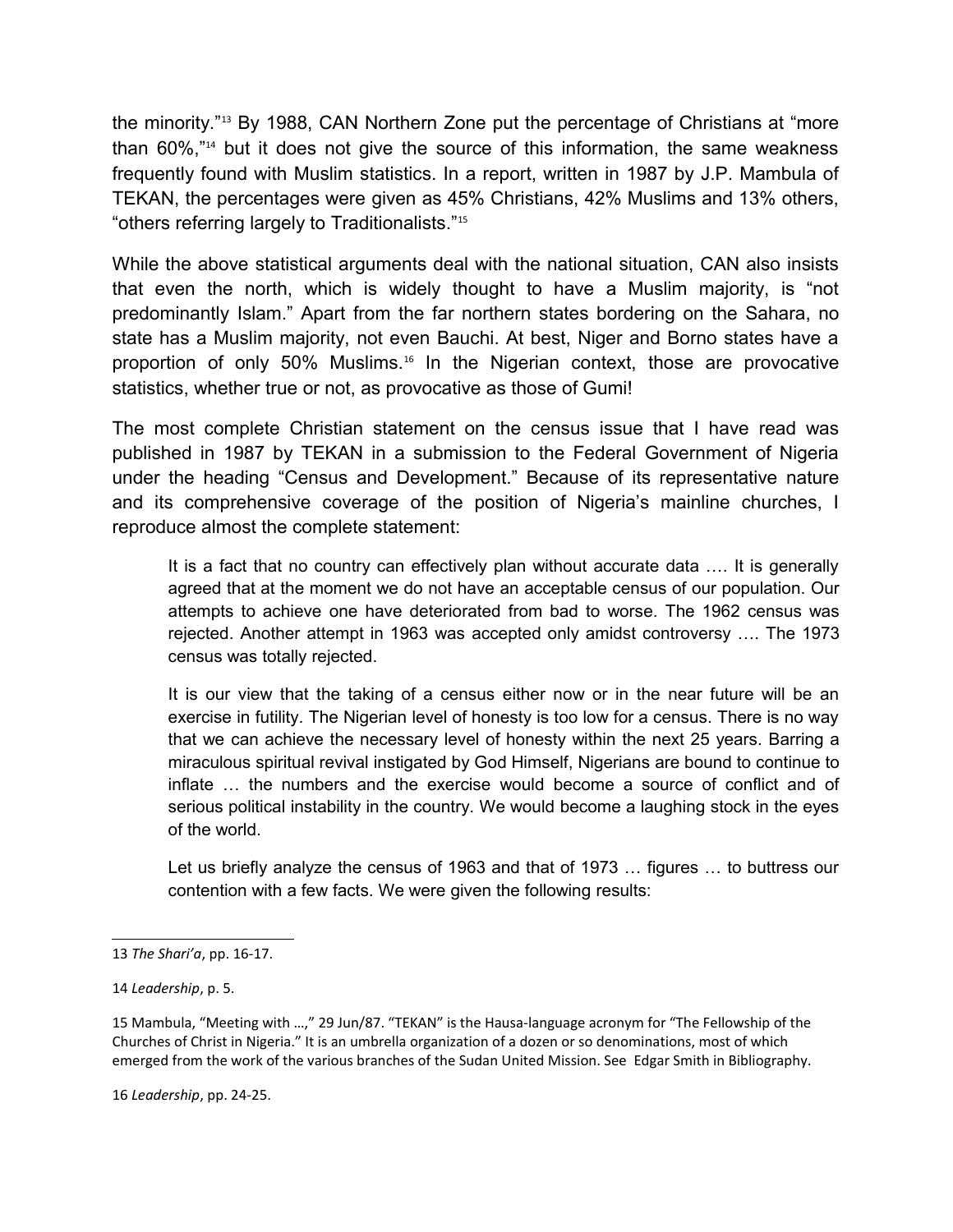the minority."[13] By 1988, CAN Northern Zone put the percentage of Christians at "more than 60%,"[14] but it does not give the source of this information, the same weakness frequently found with Muslim statistics. In a report, written in 1987 by J.P. Mambula of TEKAN, the percentages were given as 45% Christians, 42% Muslims and 13% others, "others referring largely to Traditionalists."[15]

While the above statistical arguments deal with the national situation, CAN also insists that even the north, which is widely thought to have a Muslim majority, is "not predominantly Islam." Apart from the far northern states bordering on the Sahara, no state has a Muslim majority, not even Bauchi. At best, Niger and Borno states have a proportion of only 50% Muslims.[16] In the Nigerian context, those are provocative statistics, whether true or not, as provocative as those of Gumi!

The most complete Christian statement on the census issue that I have read was published in 1987 by TEKAN in a submission to the Federal Government of Nigeria under the heading "Census and Development." Because of its representative nature and its comprehensive coverage of the position of Nigeria's mainline churches, I reproduce almost the complete statement:

> It is a fact that no country can effectively plan without accurate data …. It is generally agreed that at the moment we do not have an acceptable census of our population. Our attempts to achieve one have deteriorated from bad to worse. The 1962 census was rejected. Another attempt in 1963 was accepted only amidst controversy …. The 1973 census was totally rejected.
>
> It is our view that the taking of a census either now or in the near future will be an exercise in futility. The Nigerian level of honesty is too low for a census. There is no way that we can achieve the necessary level of honesty within the next 25 years. Barring a miraculous spiritual revival instigated by God Himself, Nigerians are bound to continue to inflate … the numbers and the exercise would become a source of conflict and of serious political instability in the country. We would become a laughing stock in the eyes of the world.
>
> Let us briefly analyze the census of 1963 and that of 1973 … figures … to buttress our contention with a few facts. We were given the following results:

---

13 *The Shari'a*, pp. 16-17.

14 *Leadership*, p. 5.

15 Mambula, "Meeting with …," 29 Jun/87. "TEKAN" is the Hausa-language acronym for "The Fellowship of the Churches of Christ in Nigeria." It is an umbrella organization of a dozen or so denominations, most of which emerged from the work of the various branches of the Sudan United Mission. See Edgar Smith in Bibliography.

16 *Leadership*, pp. 24-25.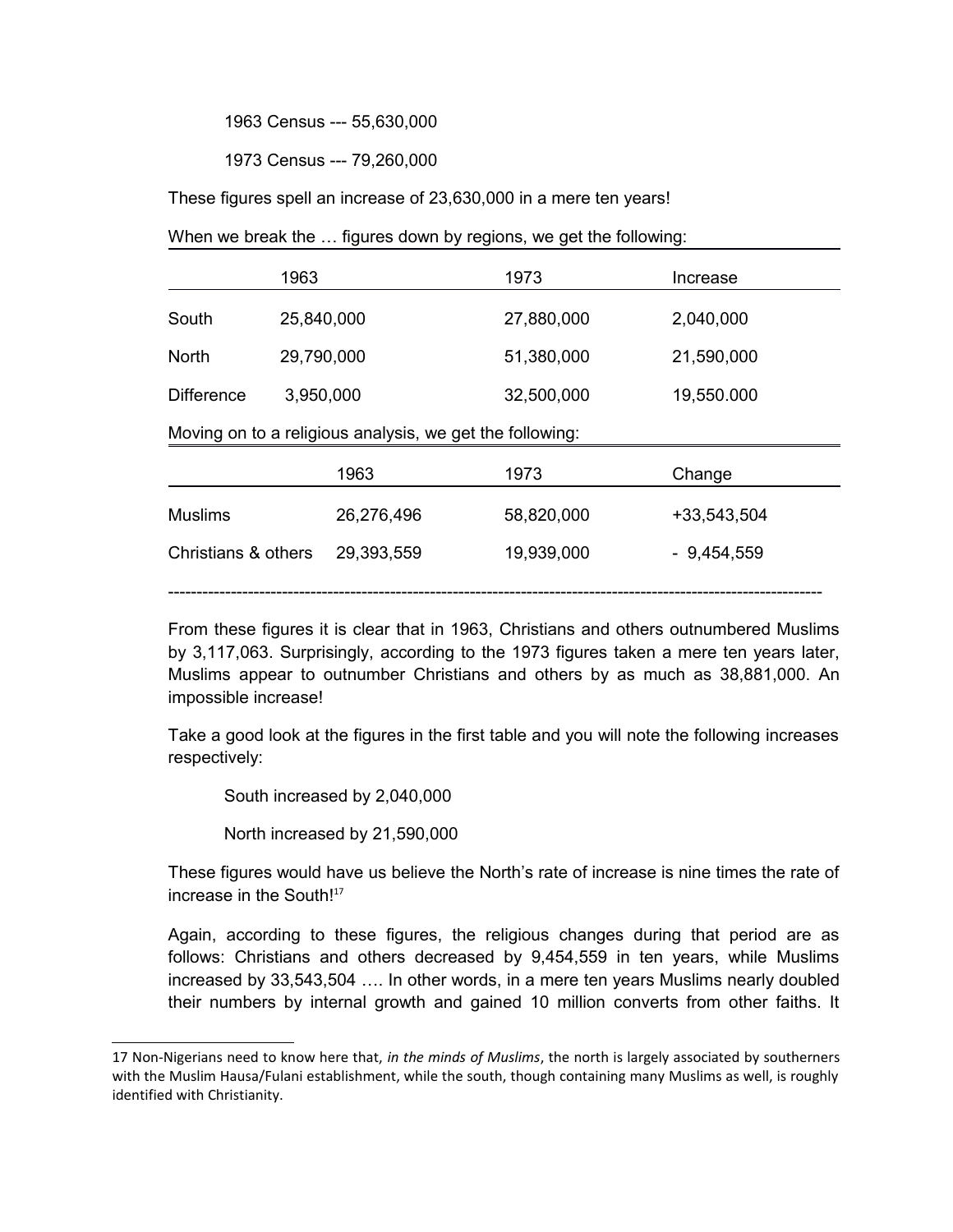1963 Census --- 55,630,000

1973 Census --- 79,260,000

These figures spell an increase of 23,630,000 in a mere ten years!

When we break the … figures down by regions, we get the following:

| | 1963 | 1973 | Increase |
|---|---|---|---|
| South | 25,840,000 | 27,880,000 | 2,040,000 |
| North | 29,790,000 | 51,380,000 | 21,590,000 |
| Difference | 3,950,000 | 32,500,000 | 19,550.000 |

Moving on to a religious analysis, we get the following:

| | 1963 | 1973 | Change |
|---|---|---|---|
| Muslims | 26,276,496 | 58,820,000 | +33,543,504 |
| Christians & others | 29,393,559 | 19,939,000 | - 9,454,559 |

---

From these figures it is clear that in 1963, Christians and others outnumbered Muslims by 3,117,063. Surprisingly, according to the 1973 figures taken a mere ten years later, Muslims appear to outnumber Christians and others by as much as 38,881,000. An impossible increase!

Take a good look at the figures in the first table and you will note the following increases respectively:

South increased by 2,040,000

North increased by 21,590,000

These figures would have us believe the North's rate of increase is nine times the rate of increase in the South![17]

Again, according to these figures, the religious changes during that period are as follows: Christians and others decreased by 9,454,559 in ten years, while Muslims increased by 33,543,504 …. In other words, in a mere ten years Muslims nearly doubled their numbers by internal growth and gained 10 million converts from other faiths. It

17 Non-Nigerians need to know here that, *in the minds of Muslims*, the north is largely associated by southerners with the Muslim Hausa/Fulani establishment, while the south, though containing many Muslims as well, is roughly identified with Christianity.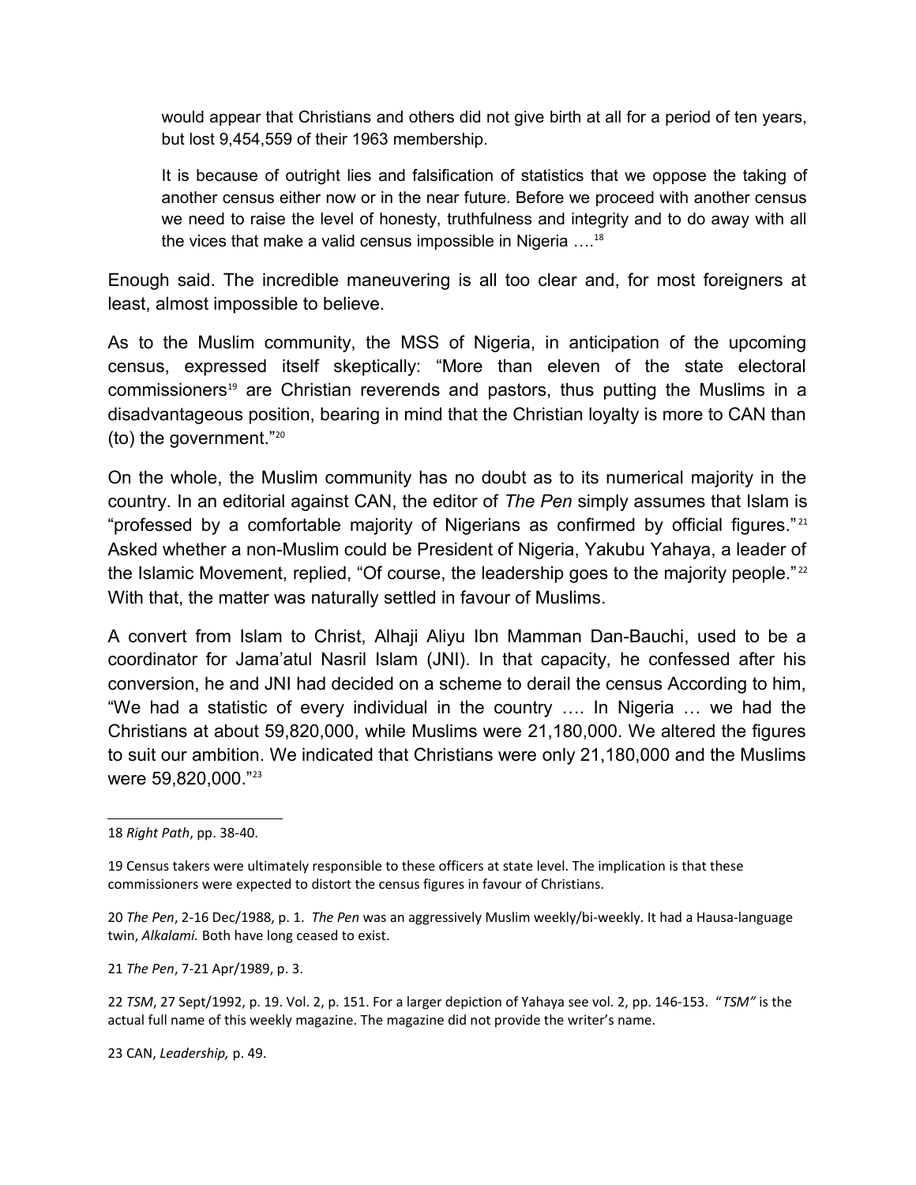> would appear that Christians and others did not give birth at all for a period of ten years, but lost 9,454,559 of their 1963 membership.
>
> It is because of outright lies and falsification of statistics that we oppose the taking of another census either now or in the near future. Before we proceed with another census we need to raise the level of honesty, truthfulness and integrity and to do away with all the vices that make a valid census impossible in Nigeria ….[18]

Enough said. The incredible maneuvering is all too clear and, for most foreigners at least, almost impossible to believe.

As to the Muslim community, the MSS of Nigeria, in anticipation of the upcoming census, expressed itself skeptically: "More than eleven of the state electoral commissioners[19] are Christian reverends and pastors, thus putting the Muslims in a disadvantageous position, bearing in mind that the Christian loyalty is more to CAN than (to) the government."[20]

On the whole, the Muslim community has no doubt as to its numerical majority in the country. In an editorial against CAN, the editor of *The Pen* simply assumes that Islam is "professed by a comfortable majority of Nigerians as confirmed by official figures."[21] Asked whether a non-Muslim could be President of Nigeria, Yakubu Yahaya, a leader of the Islamic Movement, replied, "Of course, the leadership goes to the majority people."[22] With that, the matter was naturally settled in favour of Muslims.

A convert from Islam to Christ, Alhaji Aliyu Ibn Mamman Dan-Bauchi, used to be a coordinator for Jama'atul Nasril Islam (JNI). In that capacity, he confessed after his conversion, he and JNI had decided on a scheme to derail the census According to him, "We had a statistic of every individual in the country …. In Nigeria … we had the Christians at about 59,820,000, while Muslims were 21,180,000. We altered the figures to suit our ambition. We indicated that Christians were only 21,180,000 and the Muslims were 59,820,000."[23]

---

18 *Right Path*, pp. 38-40.

19 Census takers were ultimately responsible to these officers at state level. The implication is that these commissioners were expected to distort the census figures in favour of Christians.

20 *The Pen*, 2-16 Dec/1988, p. 1. *The Pen* was an aggressively Muslim weekly/bi-weekly. It had a Hausa-language twin, *Alkalami.* Both have long ceased to exist.

21 *The Pen*, 7-21 Apr/1989, p. 3.

22 *TSM*, 27 Sept/1992, p. 19. Vol. 2, p. 151. For a larger depiction of Yahaya see vol. 2, pp. 146-153. "*TSM"* is the actual full name of this weekly magazine. The magazine did not provide the writer's name.

23 CAN, *Leadership,* p. 49.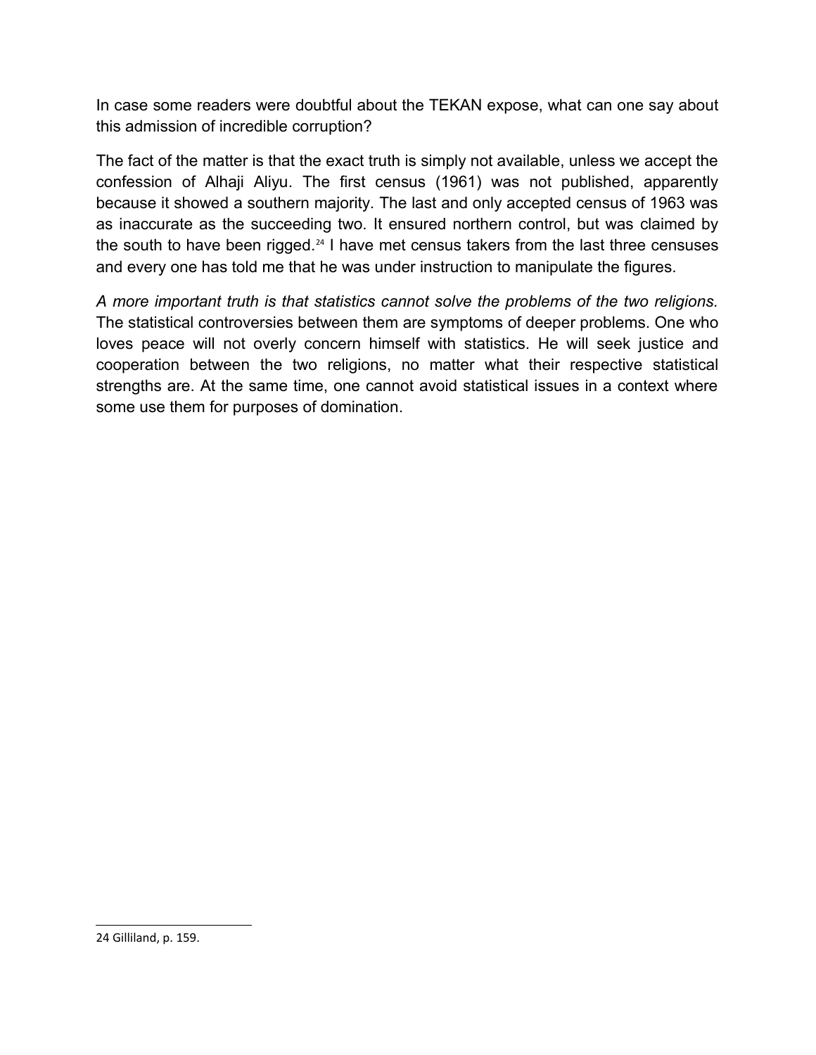In case some readers were doubtful about the TEKAN expose, what can one say about this admission of incredible corruption?

The fact of the matter is that the exact truth is simply not available, unless we accept the confession of Alhaji Aliyu. The first census (1961) was not published, apparently because it showed a southern majority. The last and only accepted census of 1963 was as inaccurate as the succeeding two. It ensured northern control, but was claimed by the south to have been rigged.[24] I have met census takers from the last three censuses and every one has told me that he was under instruction to manipulate the figures.

*A more important truth is that statistics cannot solve the problems of the two religions.* The statistical controversies between them are symptoms of deeper problems. One who loves peace will not overly concern himself with statistics. He will seek justice and cooperation between the two religions, no matter what their respective statistical strengths are. At the same time, one cannot avoid statistical issues in a context where some use them for purposes of domination.

---

24 Gilliland, p. 159.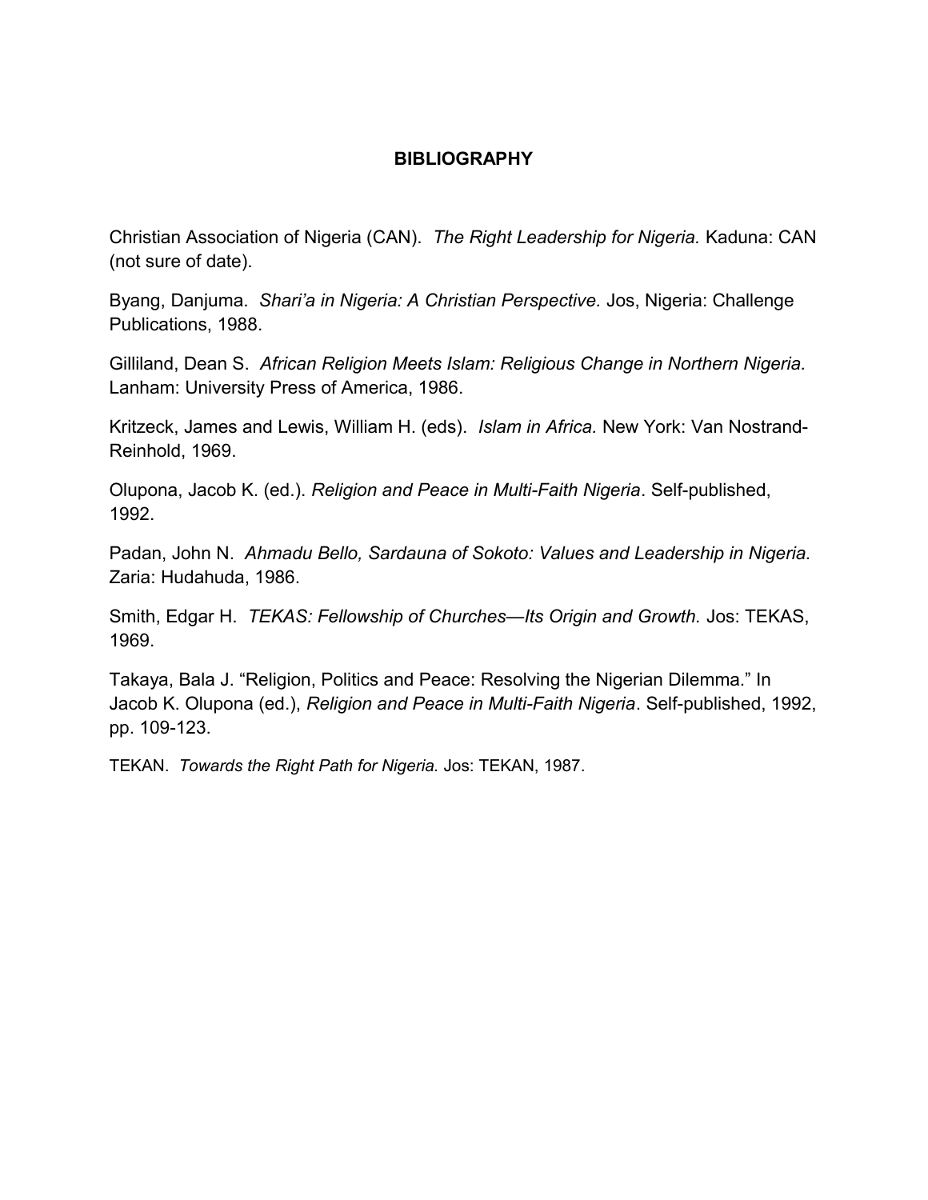# BIBLIOGRAPHY

Christian Association of Nigeria (CAN). *The Right Leadership for Nigeria.* Kaduna: CAN (not sure of date).

Byang, Danjuma. *Shari'a in Nigeria: A Christian Perspective.* Jos, Nigeria: Challenge Publications, 1988.

Gilliland, Dean S. *African Religion Meets Islam: Religious Change in Northern Nigeria.* Lanham: University Press of America, 1986.

Kritzeck, James and Lewis, William H. (eds). *Islam in Africa.* New York: Van Nostrand-Reinhold, 1969.

Olupona, Jacob K. (ed.). *Religion and Peace in Multi-Faith Nigeria*. Self-published, 1992.

Padan, John N. *Ahmadu Bello, Sardauna of Sokoto: Values and Leadership in Nigeria.* Zaria: Hudahuda, 1986.

Smith, Edgar H. *TEKAS: Fellowship of Churches—Its Origin and Growth.* Jos: TEKAS, 1969.

Takaya, Bala J. "Religion, Politics and Peace: Resolving the Nigerian Dilemma." In Jacob K. Olupona (ed.), *Religion and Peace in Multi-Faith Nigeria*. Self-published, 1992, pp. 109-123.

TEKAN. *Towards the Right Path for Nigeria.* Jos: TEKAN, 1987.